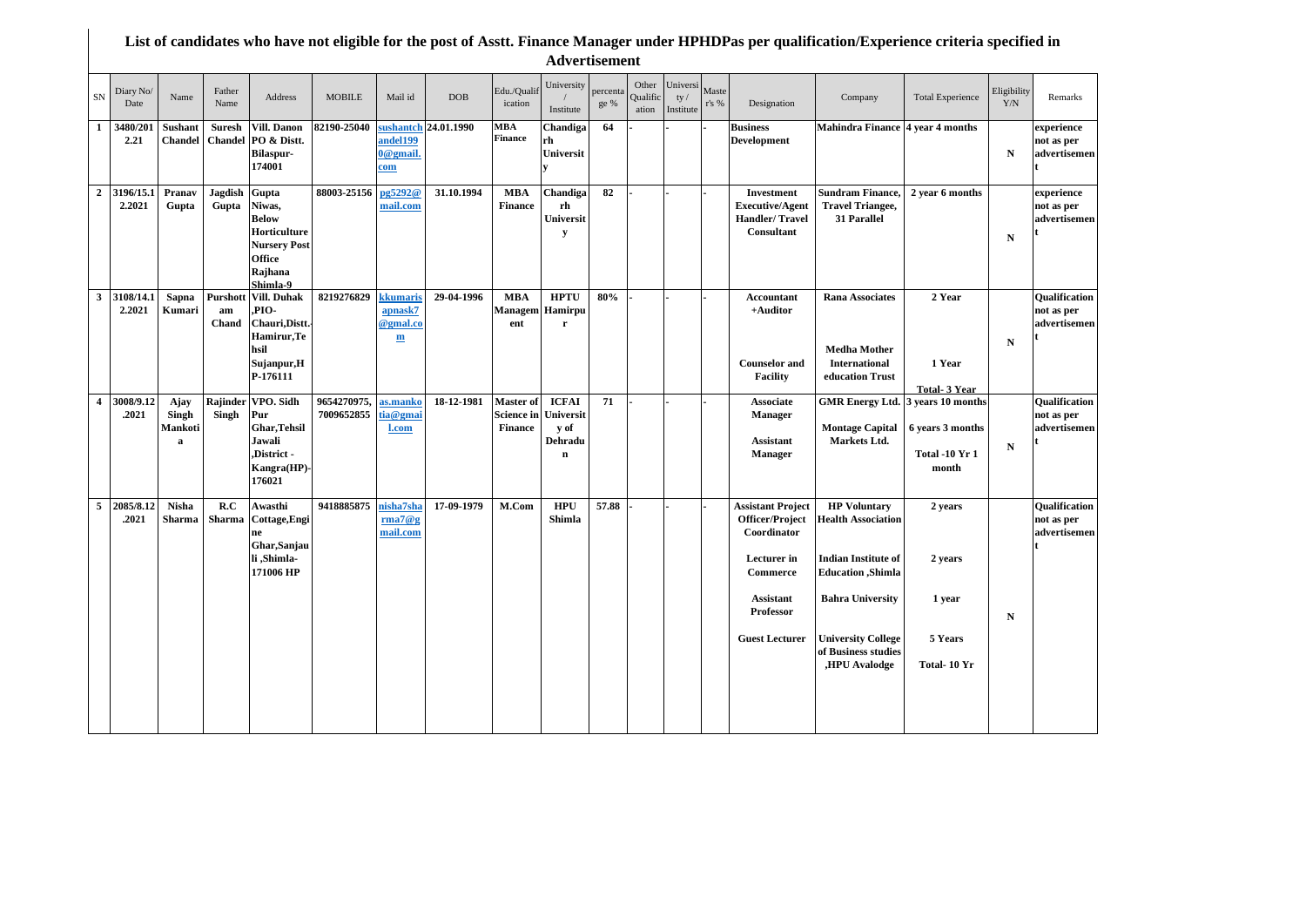# List of candidates who have not eligible for the post of Asstt. Finance Manager under HPHDPas per qualification/Experience criteria specified in Advertisement

| SN | Diary No/ Date | Name | Father Name | Address | MOBILE | Mail id | DOB | Edu./Qualification | University / Institute | percentage % | Other Qualification | University / Institute | Master's % | Designation | Company | Total Experience | Eligibility Y/N | Remarks |
|---|---|---|---|---|---|---|---|---|---|---|---|---|---|---|---|---|---|---|
| 1 | 3480/2012.21 | Sushant Chandel | Suresh Chandel | Vill. Danon PO & Distt. Bilaspur-174001 | 82190-25040 | sushantchandel1990@gmail.com | 24.01.1990 | MBA Finance | Chandigarh University | 64 | - | - | - | Business Development | Mahindra Finance | 4 year 4 months | N | experience not as per advertisement |
| 2 | 3196/15.12.2021 | Pranav Gupta | Jagdish Gupta | Gupta Niwas, Below Horticulture Nursery Post Office Rajhana Shimla-9 | 88003-25156 | pg5292@mail.com | 31.10.1994 | MBA Finance | Chandigarh University | 82 | - | - | - | Investment Executive/Agent Handler/ Travel Consultant | Sundram Finance, Travel Triangee, 31 Parallel | 2 year 6 months | N | experience not as per advertisement |
| 3 | 3108/14.12.2021 | Sapna Kumari | Purshottam Chand | Vill. Duhak ,PIO-Chauri,Distt.-Hamirur,Tehsil Sujanpur,HP-176111 | 8219276829 | kkumarisapnask7@gmal.com | 29-04-1996 | MBA Management | HPTU Hamirpur | 80% | - | - | - | Accountant +Auditor<br><br>Counselor and Facility | Rana Associates<br><br>Medha Mother International education Trust | 2 Year<br><br>1 Year<br><br>Total- 3 Year | N | Qualification not as per advertisement |
| 4 | 3008/9.12.2021 | Ajay Singh Mankotia | Rajinder Singh | VPO. Sidh Pur Ghar,Tehsil Jawali ,District - Kangra(HP)-176021 | 9654270975, 7009652855 | as.mankotia@gmail.com | 18-12-1981 | Master of Science in Finance | ICFAI University of Dehradun | 71 | - | - | - | Associate Manager<br><br>Assistant Manager | GMR Energy Ltd.<br><br>Montage Capital Markets Ltd. | 3 years 10 months<br><br>6 years 3 months<br><br>Total -10 Yr 1 month | N | Qualification not as per advertisement |
| 5 | 2085/8.12.2021 | Nisha Sharma | R.C Sharma | Awasthi Cottage,Engine Ghar,Sanjauli ,Shimla-171006 HP | 9418885875 | nisha7sharma7@gmail.com | 17-09-1979 | M.Com | HPU Shimla | 57.88 | - | - | - | Assistant Project Officer/Project Coordinator<br><br>Lecturer in Commerce<br><br>Assistant Professor<br><br>Guest Lecturer | HP Voluntary Health Association<br><br>Indian Institute of Education ,Shimla<br><br>Bahra University<br><br>University College of Business studies ,HPU Avalodge | 2 years<br><br>2 years<br><br>1 year<br><br>5 Years<br><br>Total- 10 Yr | N | Qualification not as per advertisement |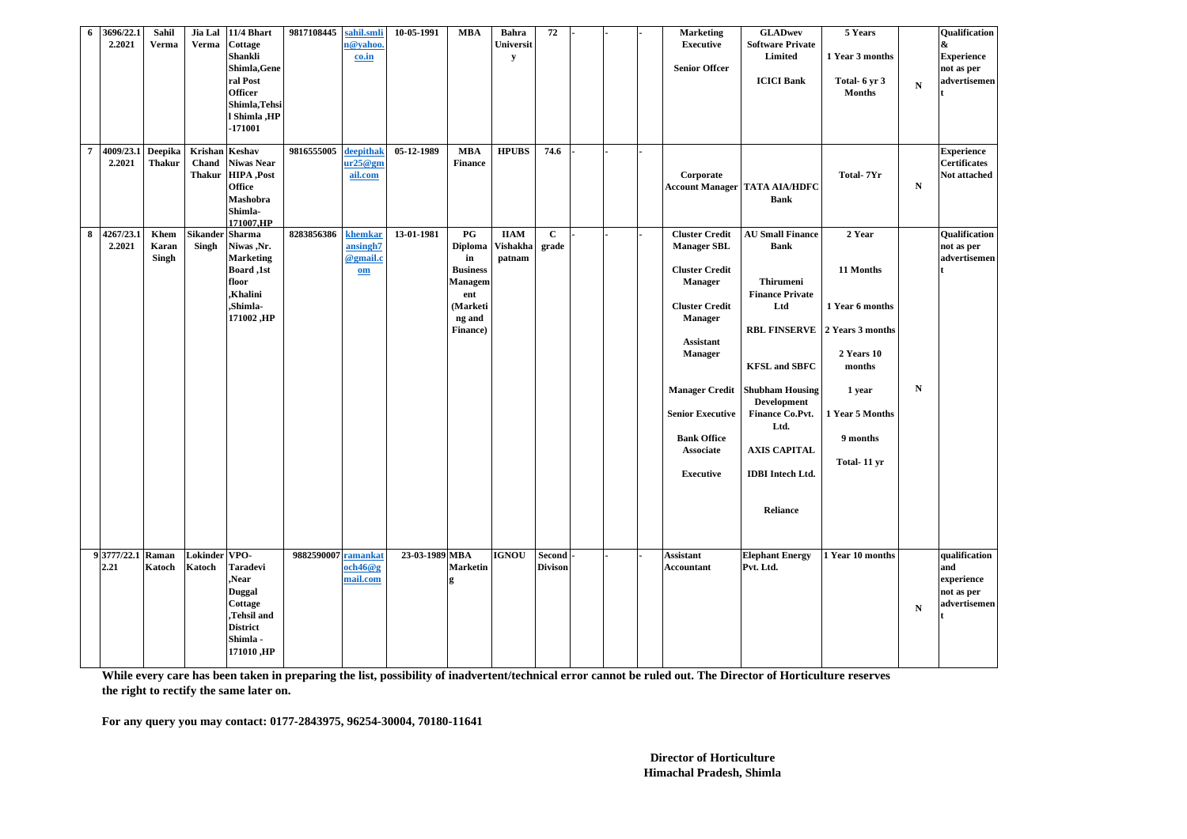| | | | | | | | | | | | | | | | | | | | |
|---|---|---|---|---|---|---|---|---|---|---|---|---|---|---|---|---|---|---|---|
| 6 | 3696/22.12.2021 | Sahil Verma | Jia Lal Verma | 11/4 Bhart Cottage Shankli Shimla,General Post Officer Shimla,Tehsil Shimla ,HP -171001 | 9817108445 | sahil.smlin@yahoo.co.in | 10-05-1991 | MBA | Bahra University | 72 | - | - | - | Marketing Executive<br><br>Senior Offcer | GLADwev Software Private Limited<br><br>ICICI Bank | 5 Years<br><br>1 Year 3 months<br><br>Total- 6 yr 3 Months | N | Qualification & Experience not as per advertisement |
| 7 | 4009/23.12.2021 | Deepika Thakur | Krishan Chand Thakur | Keshav Niwas Near HIPA ,Post Office Mashobra Shimla-171007,HP | 9816555005 | deepithakur25@gmail.com | 05-12-1989 | MBA Finance | HPUBS | 74.6 | - | - | - | Corporate Account Manager | TATA AIA/HDFC Bank | Total- 7Yr | N | Experience Certificates Not attached |
| 8 | 4267/23.12.2021 | Khem Karan Singh | Sikander Singh | Sharma Niwas ,Nr. Marketing Board ,1st floor ,Khalini ,Shimla-171002 ,HP | 8283856386 | khemkaransingh7@gmail.com | 13-01-1981 | PG Diploma in Business Management (Marketing and Finance) | IIAM Vishakhapatnam | C grade | - | - | - | Cluster Credit Manager SBL<br><br>Cluster Credit Manager<br><br>Cluster Credit Manager<br><br>Assistant Manager<br><br>Manager Credit<br><br>Senior Executive<br><br>Bank Office Associate<br><br>Executive | AU Small Finance Bank<br><br>Thirumeni Finance Private Ltd<br><br>RBL FINSERVE<br><br>KFSL and SBFC<br><br>Shubham Housing Development Finance Co.Pvt. Ltd.<br><br>AXIS CAPITAL<br><br>IDBI Intech Ltd.<br><br>Reliance | 2 Year<br><br>11 Months<br><br>1 Year 6 months<br><br>2 Years 3 months<br><br>2 Years 10 months<br><br>1 year<br><br>1 Year 5 Months<br><br>9 months<br><br>Total- 11 yr | N | Qualification not as per advertisement |
| 9 | 3777/22.12.21 | Raman Katoch | Lokinder Katoch | VPO-Taradevi ,Near Duggal Cottage ,Tehsil and District Shimla - 171010 ,HP | 9882590007 | ramankatoch46@gmail.com | 23-03-1989 | MBA Marketing | IGNOU | Second Divison | - | - | - | Assistant Accountant | Elephant Energy Pvt. Ltd. | 1 Year 10 months | N | qualification and experience not as per advertisement |

**While every care has been taken in preparing the list, possibility of inadvertent/technical error cannot be ruled out. The Director of Horticulture reserves the right to rectify the same later on.**

**For any query you may contact: 0177-2843975, 96254-30004, 70180-11641**

**Director of Horticulture**
**Himachal Pradesh, Shimla**